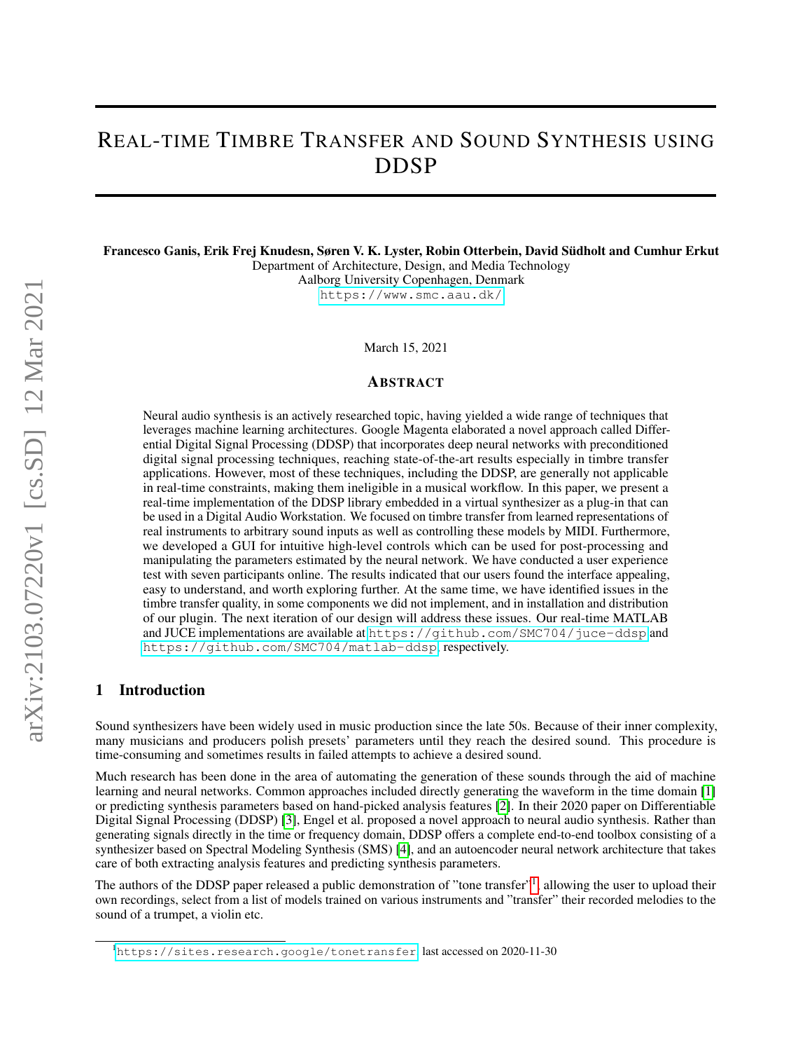# Real-time Timbre Transfer and Sound Synthesis using DDSP

**Francesco Ganis, Erik Frej Knudesn, Søren V. K. Lyster, Robin Otterbein, David Südholt and Cumhur Erkut**
Department of Architecture, Design, and Media Technology
Aalborg University Copenhagen, Denmark
https://www.smc.aau.dk/

March 15, 2021

## Abstract

Neural audio synthesis is an actively researched topic, having yielded a wide range of techniques that leverages machine learning architectures. Google Magenta elaborated a novel approach called Differential Digital Signal Processing (DDSP) that incorporates deep neural networks with preconditioned digital signal processing techniques, reaching state-of-the-art results especially in timbre transfer applications. However, most of these techniques, including the DDSP, are generally not applicable in real-time constraints, making them ineligible in a musical workflow. In this paper, we present a real-time implementation of the DDSP library embedded in a virtual synthesizer as a plug-in that can be used in a Digital Audio Workstation. We focused on timbre transfer from learned representations of real instruments to arbitrary sound inputs as well as controlling these models by MIDI. Furthermore, we developed a GUI for intuitive high-level controls which can be used for post-processing and manipulating the parameters estimated by the neural network. We have conducted a user experience test with seven participants online. The results indicated that our users found the interface appealing, easy to understand, and worth exploring further. At the same time, we have identified issues in the timbre transfer quality, in some components we did not implement, and in installation and distribution of our plugin. The next iteration of our design will address these issues. Our real-time MATLAB and JUCE implementations are available at https://github.com/SMC704/juce-ddsp and https://github.com/SMC704/matlab-ddsp, respectively.

## 1 Introduction

Sound synthesizers have been widely used in music production since the late 50s. Because of their inner complexity, many musicians and producers polish presets' parameters until they reach the desired sound. This procedure is time-consuming and sometimes results in failed attempts to achieve a desired sound.

Much research has been done in the area of automating the generation of these sounds through the aid of machine learning and neural networks. Common approaches included directly generating the waveform in the time domain [1] or predicting synthesis parameters based on hand-picked analysis features [2]. In their 2020 paper on Differentiable Digital Signal Processing (DDSP) [3], Engel et al. proposed a novel approach to neural audio synthesis. Rather than generating signals directly in the time or frequency domain, DDSP offers a complete end-to-end toolbox consisting of a synthesizer based on Spectral Modeling Synthesis (SMS) [4], and an autoencoder neural network architecture that takes care of both extracting analysis features and predicting synthesis parameters.

The authors of the DDSP paper released a public demonstration of "tone transfer"[1], allowing the user to upload their own recordings, select from a list of models trained on various instruments and "transfer" their recorded melodies to the sound of a trumpet, a violin etc.

[1] https://sites.research.google/tonetransfer last accessed on 2020-11-30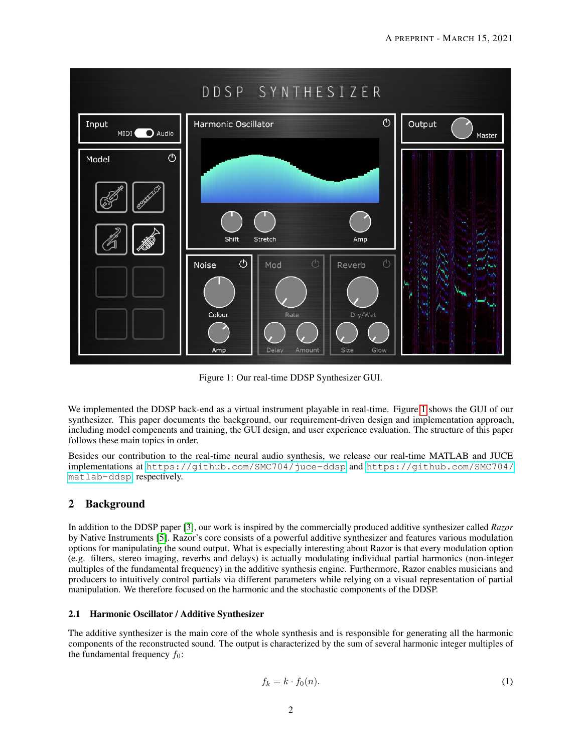Figure 1: Our real-time DDSP Synthesizer GUI.

We implemented the DDSP back-end as a virtual instrument playable in real-time. Figure 1 shows the GUI of our synthesizer. This paper documents the background, our requirement-driven design and implementation approach, including model compenents and training, the GUI design, and user experience evaluation. The structure of this paper follows these main topics in order.

Besides our contribution to the real-time neural audio synthesis, we release our real-time MATLAB and JUCE implementations at https://github.com/SMC704/juce-ddsp and https://github.com/SMC704/matlab-ddsp respectively.

## 2 Background

In addition to the DDSP paper [3], our work is inspired by the commercially produced additive synthesizer called *Razor* by Native Instruments [5]. Razor's core consists of a powerful additive synthesizer and features various modulation options for manipulating the sound output. What is especially interesting about Razor is that every modulation option (e.g. filters, stereo imaging, reverbs and delays) is actually modulating individual partial harmonics (non-integer multiples of the fundamental frequency) in the additive synthesis engine. Furthermore, Razor enables musicians and producers to intuitively control partials via different parameters while relying on a visual representation of partial manipulation. We therefore focused on the harmonic and the stochastic components of the DDSP.

### 2.1 Harmonic Oscillator / Additive Synthesizer

The additive synthesizer is the main core of the whole synthesis and is responsible for generating all the harmonic components of the reconstructed sound. The output is characterized by the sum of several harmonic integer multiples of the fundamental frequency $f_0$:

$$f_k = k \cdot f_0(n). \tag{1}$$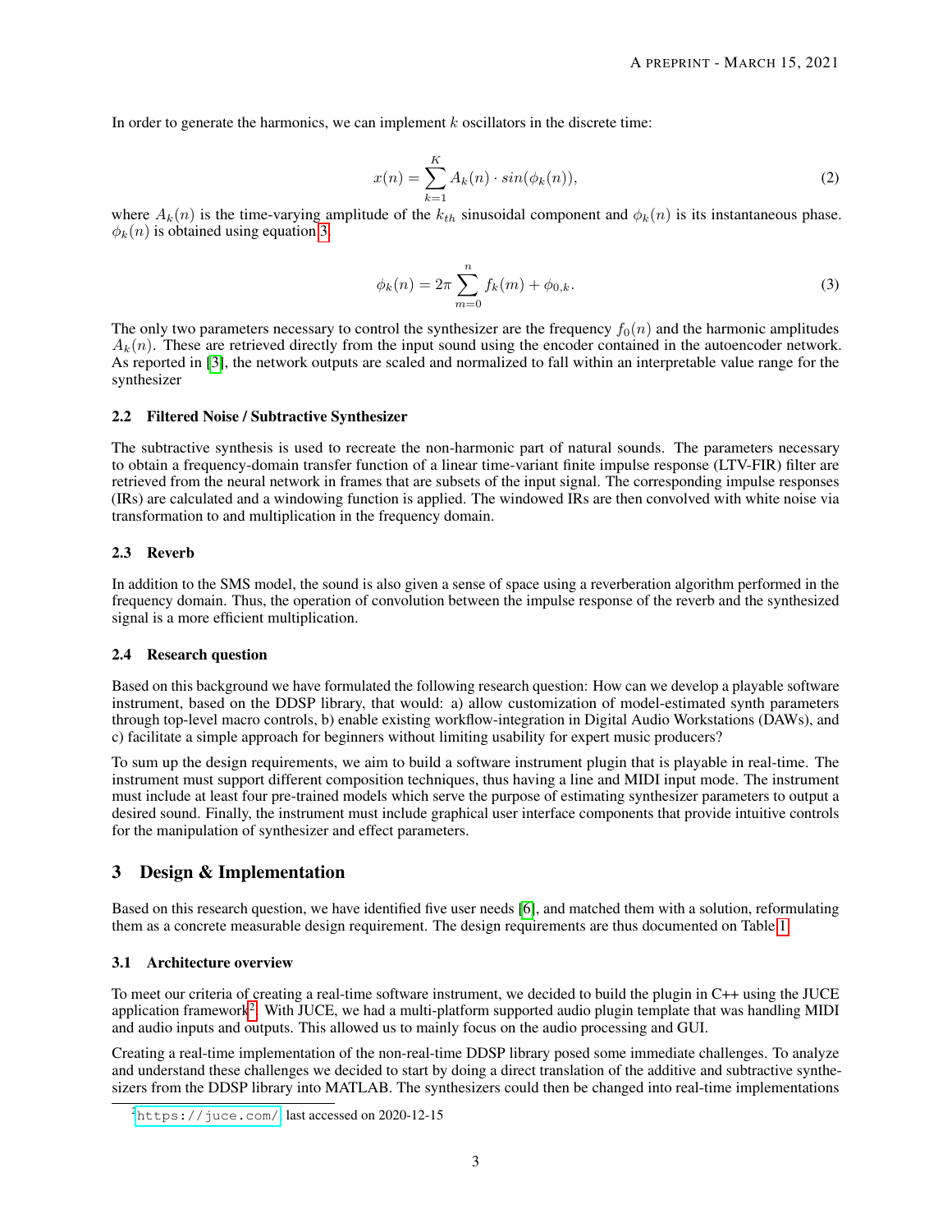In order to generate the harmonics, we can implement $k$ oscillators in the discrete time:

$$x(n) = \sum_{k=1}^{K} A_k(n) \cdot sin(\phi_k(n)), \tag{2}$$

where $A_k(n)$ is the time-varying amplitude of the $k_{th}$ sinusoidal component and $\phi_k(n)$ is its instantaneous phase. $\phi_k(n)$ is obtained using equation 3.

$$\phi_k(n) = 2\pi \sum_{m=0}^{n} f_k(m) + \phi_{0,k}. \tag{3}$$

The only two parameters necessary to control the synthesizer are the frequency $f_0(n)$ and the harmonic amplitudes $A_k(n)$. These are retrieved directly from the input sound using the encoder contained in the autoencoder network. As reported in [3], the network outputs are scaled and normalized to fall within an interpretable value range for the synthesizer

### 2.2 Filtered Noise / Subtractive Synthesizer

The subtractive synthesis is used to recreate the non-harmonic part of natural sounds. The parameters necessary to obtain a frequency-domain transfer function of a linear time-variant finite impulse response (LTV-FIR) filter are retrieved from the neural network in frames that are subsets of the input signal. The corresponding impulse responses (IRs) are calculated and a windowing function is applied. The windowed IRs are then convolved with white noise via transformation to and multiplication in the frequency domain.

### 2.3 Reverb

In addition to the SMS model, the sound is also given a sense of space using a reverberation algorithm performed in the frequency domain. Thus, the operation of convolution between the impulse response of the reverb and the synthesized signal is a more efficient multiplication.

### 2.4 Research question

Based on this background we have formulated the following research question: How can we develop a playable software instrument, based on the DDSP library, that would: a) allow customization of model-estimated synth parameters through top-level macro controls, b) enable existing workflow-integration in Digital Audio Workstations (DAWs), and c) facilitate a simple approach for beginners without limiting usability for expert music producers?

To sum up the design requirements, we aim to build a software instrument plugin that is playable in real-time. The instrument must support different composition techniques, thus having a line and MIDI input mode. The instrument must include at least four pre-trained models which serve the purpose of estimating synthesizer parameters to output a desired sound. Finally, the instrument must include graphical user interface components that provide intuitive controls for the manipulation of synthesizer and effect parameters.

## 3 Design & Implementation

Based on this research question, we have identified five user needs [6], and matched them with a solution, reformulating them as a concrete measurable design requirement. The design requirements are thus documented on Table 1.

### 3.1 Architecture overview

To meet our criteria of creating a real-time software instrument, we decided to build the plugin in C++ using the JUCE application framework[2]. With JUCE, we had a multi-platform supported audio plugin template that was handling MIDI and audio inputs and outputs. This allowed us to mainly focus on the audio processing and GUI.

Creating a real-time implementation of the non-real-time DDSP library posed some immediate challenges. To analyze and understand these challenges we decided to start by doing a direct translation of the additive and subtractive synthesizers from the DDSP library into MATLAB. The synthesizers could then be changed into real-time implementations

[2] https://juce.com/ last accessed on 2020-12-15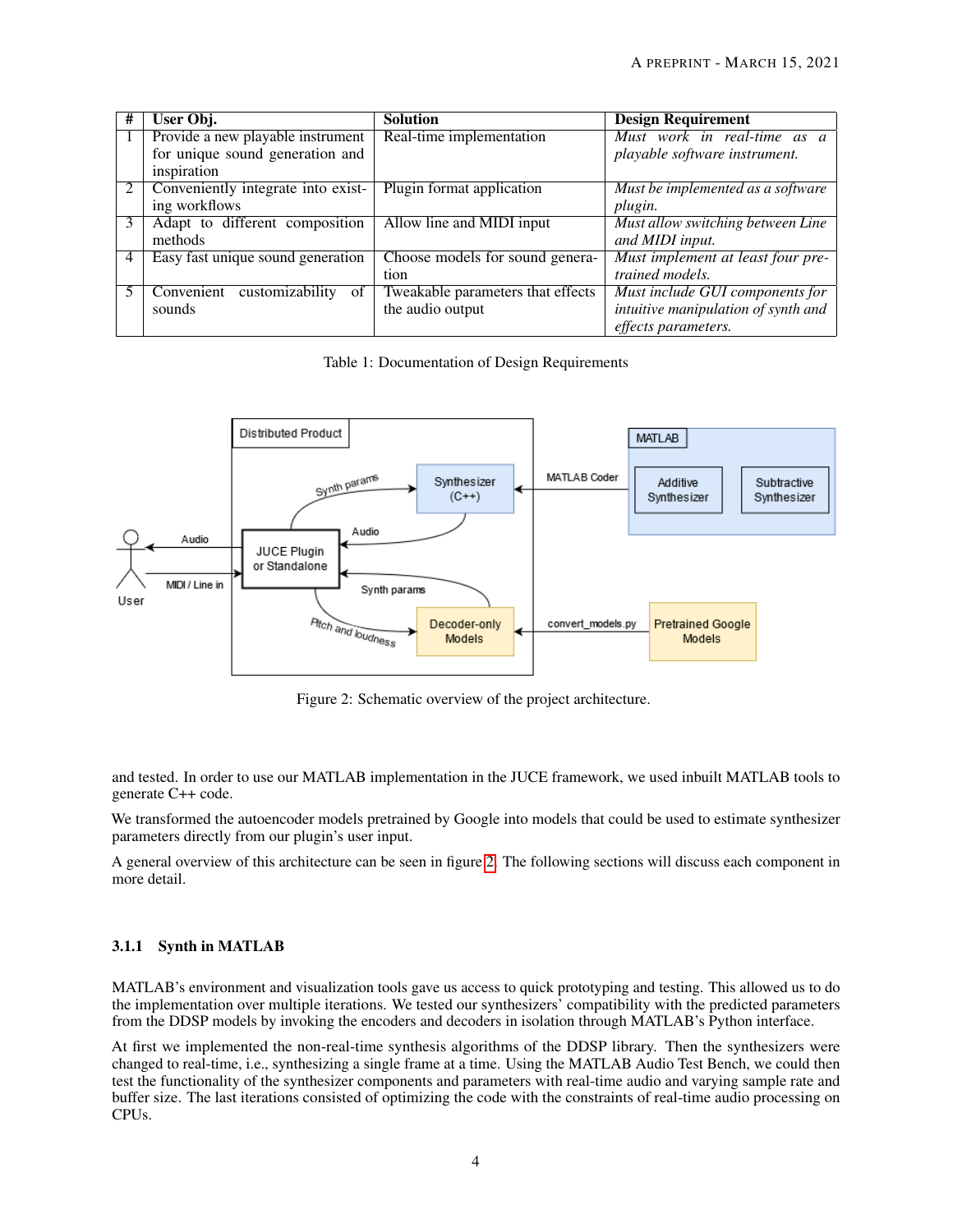| # | User Obj. | Solution | Design Requirement |
|---|---|---|---|
| 1 | Provide a new playable instrument for unique sound generation and inspiration | Real-time implementation | *Must work in real-time as a playable software instrument.* |
| 2 | Conveniently integrate into existing workflows | Plugin format application | *Must be implemented as a software plugin.* |
| 3 | Adapt to different composition methods | Allow line and MIDI input | *Must allow switching between Line and MIDI input.* |
| 4 | Easy fast unique sound generation | Choose models for sound generation | *Must implement at least four pre-trained models.* |
| 5 | Convenient customizability of sounds | Tweakable parameters that effects the audio output | *Must include GUI components for intuitive manipulation of synth and effects parameters.* |

Table 1: Documentation of Design Requirements

Figure 2: Schematic overview of the project architecture.

and tested. In order to use our MATLAB implementation in the JUCE framework, we used inbuilt MATLAB tools to generate C++ code.

We transformed the autoencoder models pretrained by Google into models that could be used to estimate synthesizer parameters directly from our plugin's user input.

A general overview of this architecture can be seen in figure 2. The following sections will discuss each component in more detail.

#### 3.1.1 Synth in MATLAB

MATLAB's environment and visualization tools gave us access to quick prototyping and testing. This allowed us to do the implementation over multiple iterations. We tested our synthesizers' compatibility with the predicted parameters from the DDSP models by invoking the encoders and decoders in isolation through MATLAB's Python interface.

At first we implemented the non-real-time synthesis algorithms of the DDSP library. Then the synthesizers were changed to real-time, i.e., synthesizing a single frame at a time. Using the MATLAB Audio Test Bench, we could then test the functionality of the synthesizer components and parameters with real-time audio and varying sample rate and buffer size. The last iterations consisted of optimizing the code with the constraints of real-time audio processing on CPUs.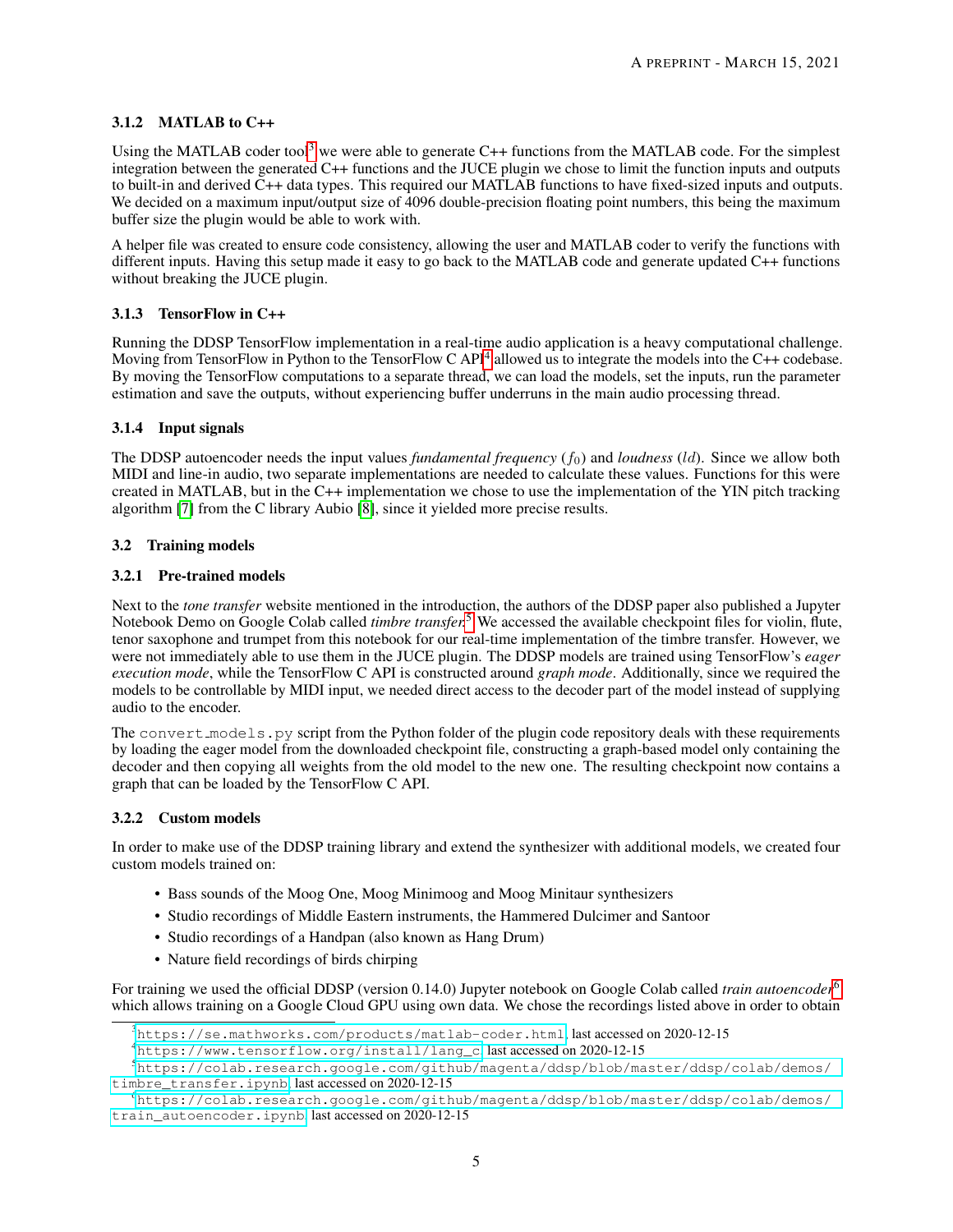#### 3.1.2 MATLAB to C++

Using the MATLAB coder tool[3] we were able to generate C++ functions from the MATLAB code. For the simplest integration between the generated C++ functions and the JUCE plugin we chose to limit the function inputs and outputs to built-in and derived C++ data types. This required our MATLAB functions to have fixed-sized inputs and outputs. We decided on a maximum input/output size of 4096 double-precision floating point numbers, this being the maximum buffer size the plugin would be able to work with.

A helper file was created to ensure code consistency, allowing the user and MATLAB coder to verify the functions with different inputs. Having this setup made it easy to go back to the MATLAB code and generate updated C++ functions without breaking the JUCE plugin.

#### 3.1.3 TensorFlow in C++

Running the DDSP TensorFlow implementation in a real-time audio application is a heavy computational challenge. Moving from TensorFlow in Python to the TensorFlow C API[4] allowed us to integrate the models into the C++ codebase. By moving the TensorFlow computations to a separate thread, we can load the models, set the inputs, run the parameter estimation and save the outputs, without experiencing buffer underruns in the main audio processing thread.

#### 3.1.4 Input signals

The DDSP autoencoder needs the input values *fundamental frequency* ($f_0$) and *loudness* ($ld$). Since we allow both MIDI and line-in audio, two separate implementations are needed to calculate these values. Functions for this were created in MATLAB, but in the C++ implementation we chose to use the implementation of the YIN pitch tracking algorithm [7] from the C library Aubio [8], since it yielded more precise results.

### 3.2 Training models

#### 3.2.1 Pre-trained models

Next to the *tone transfer* website mentioned in the introduction, the authors of the DDSP paper also published a Jupyter Notebook Demo on Google Colab called *timbre transfer*.[5] We accessed the available checkpoint files for violin, flute, tenor saxophone and trumpet from this notebook for our real-time implementation of the timbre transfer. However, we were not immediately able to use them in the JUCE plugin. The DDSP models are trained using TensorFlow's *eager execution mode*, while the TensorFlow C API is constructed around *graph mode*. Additionally, since we required the models to be controllable by MIDI input, we needed direct access to the decoder part of the model instead of supplying audio to the encoder.

The `convert_models.py` script from the Python folder of the plugin code repository deals with these requirements by loading the eager model from the downloaded checkpoint file, constructing a graph-based model only containing the decoder and then copying all weights from the old model to the new one. The resulting checkpoint now contains a graph that can be loaded by the TensorFlow C API.

#### 3.2.2 Custom models

In order to make use of the DDSP training library and extend the synthesizer with additional models, we created four custom models trained on:

- Bass sounds of the Moog One, Moog Minimoog and Moog Minitaur synthesizers
- Studio recordings of Middle Eastern instruments, the Hammered Dulcimer and Santoor
- Studio recordings of a Handpan (also known as Hang Drum)
- Nature field recordings of birds chirping

For training we used the official DDSP (version 0.14.0) Jupyter notebook on Google Colab called *train autoencoder*,[6] which allows training on a Google Cloud GPU using own data. We chose the recordings listed above in order to obtain

[3] https://se.mathworks.com/products/matlab-coder.html, last accessed on 2020-12-15

[4] https://www.tensorflow.org/install/lang_c, last accessed on 2020-12-15

[5] https://colab.research.google.com/github/magenta/ddsp/blob/master/ddsp/colab/demos/timbre_transfer.ipynb, last accessed on 2020-12-15

[6] https://colab.research.google.com/github/magenta/ddsp/blob/master/ddsp/colab/demos/train_autoencoder.ipynb, last accessed on 2020-12-15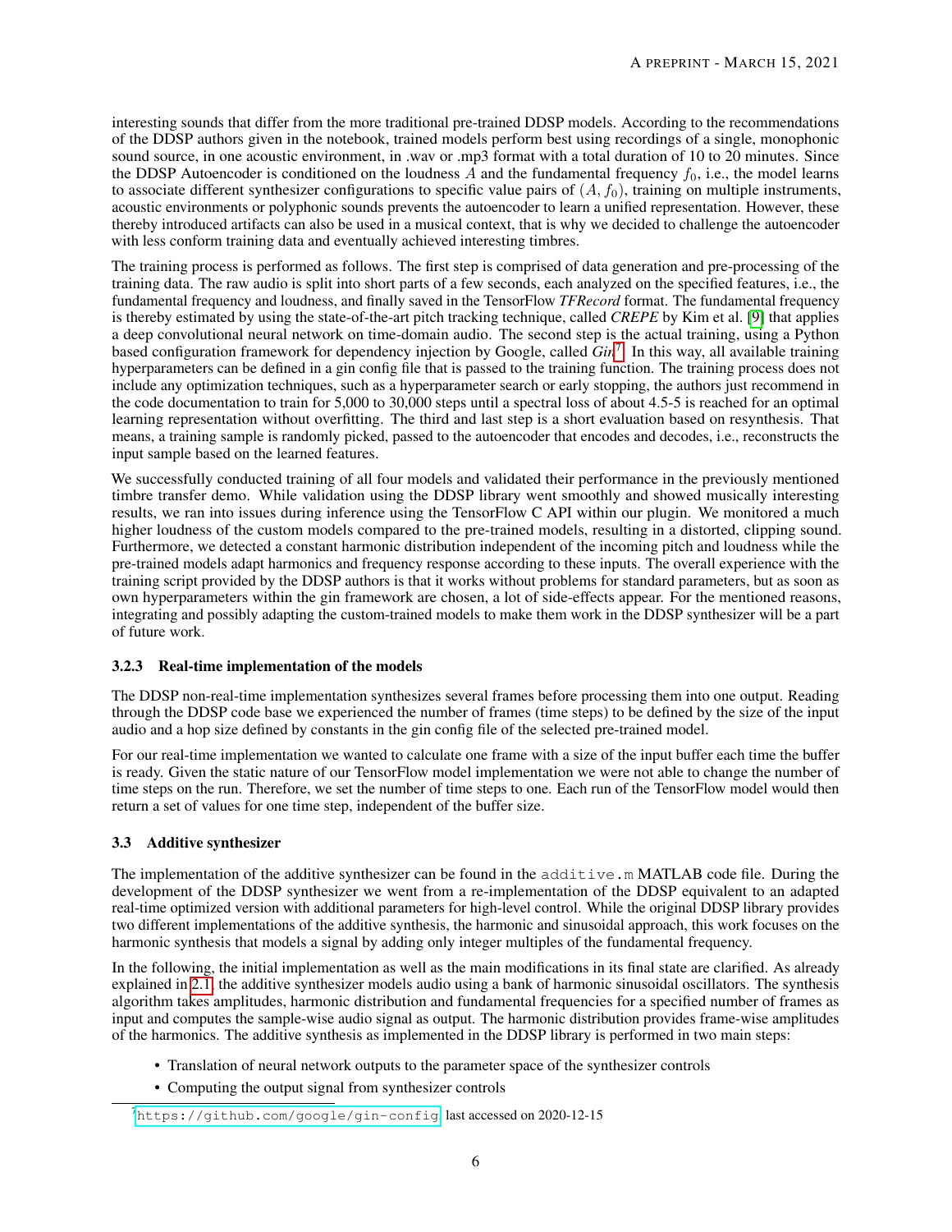interesting sounds that differ from the more traditional pre-trained DDSP models. According to the recommendations of the DDSP authors given in the notebook, trained models perform best using recordings of a single, monophonic sound source, in one acoustic environment, in .wav or .mp3 format with a total duration of 10 to 20 minutes. Since the DDSP Autoencoder is conditioned on the loudness $A$ and the fundamental frequency $f_0$, i.e., the model learns to associate different synthesizer configurations to specific value pairs of $(A, f_0)$, training on multiple instruments, acoustic environments or polyphonic sounds prevents the autoencoder to learn a unified representation. However, these thereby introduced artifacts can also be used in a musical context, that is why we decided to challenge the autoencoder with less conform training data and eventually achieved interesting timbres.

The training process is performed as follows. The first step is comprised of data generation and pre-processing of the training data. The raw audio is split into short parts of a few seconds, each analyzed on the specified features, i.e., the fundamental frequency and loudness, and finally saved in the TensorFlow *TFRecord* format. The fundamental frequency is thereby estimated by using the state-of-the-art pitch tracking technique, called *CREPE* by Kim et al. [9] that applies a deep convolutional neural network on time-domain audio. The second step is the actual training, using a Python based configuration framework for dependency injection by Google, called *Gin*[7]. In this way, all available training hyperparameters can be defined in a gin config file that is passed to the training function. The training process does not include any optimization techniques, such as a hyperparameter search or early stopping, the authors just recommend in the code documentation to train for 5,000 to 30,000 steps until a spectral loss of about 4.5-5 is reached for an optimal learning representation without overfitting. The third and last step is a short evaluation based on resynthesis. That means, a training sample is randomly picked, passed to the autoencoder that encodes and decodes, i.e., reconstructs the input sample based on the learned features.

We successfully conducted training of all four models and validated their performance in the previously mentioned timbre transfer demo. While validation using the DDSP library went smoothly and showed musically interesting results, we ran into issues during inference using the TensorFlow C API within our plugin. We monitored a much higher loudness of the custom models compared to the pre-trained models, resulting in a distorted, clipping sound. Furthermore, we detected a constant harmonic distribution independent of the incoming pitch and loudness while the pre-trained models adapt harmonics and frequency response according to these inputs. The overall experience with the training script provided by the DDSP authors is that it works without problems for standard parameters, but as soon as own hyperparameters within the gin framework are chosen, a lot of side-effects appear. For the mentioned reasons, integrating and possibly adapting the custom-trained models to make them work in the DDSP synthesizer will be a part of future work.

#### 3.2.3 Real-time implementation of the models

The DDSP non-real-time implementation synthesizes several frames before processing them into one output. Reading through the DDSP code base we experienced the number of frames (time steps) to be defined by the size of the input audio and a hop size defined by constants in the gin config file of the selected pre-trained model.

For our real-time implementation we wanted to calculate one frame with a size of the input buffer each time the buffer is ready. Given the static nature of our TensorFlow model implementation we were not able to change the number of time steps on the run. Therefore, we set the number of time steps to one. Each run of the TensorFlow model would then return a set of values for one time step, independent of the buffer size.

### 3.3 Additive synthesizer

The implementation of the additive synthesizer can be found in the `additive.m` MATLAB code file. During the development of the DDSP synthesizer we went from a re-implementation of the DDSP equivalent to an adapted real-time optimized version with additional parameters for high-level control. While the original DDSP library provides two different implementations of the additive synthesis, the harmonic and sinusoidal approach, this work focuses on the harmonic synthesis that models a signal by adding only integer multiples of the fundamental frequency.

In the following, the initial implementation as well as the main modifications in its final state are clarified. As already explained in 2.1, the additive synthesizer models audio using a bank of harmonic sinusoidal oscillators. The synthesis algorithm takes amplitudes, harmonic distribution and fundamental frequencies for a specified number of frames as input and computes the sample-wise audio signal as output. The harmonic distribution provides frame-wise amplitudes of the harmonics. The additive synthesis as implemented in the DDSP library is performed in two main steps:

- Translation of neural network outputs to the parameter space of the synthesizer controls
- Computing the output signal from synthesizer controls

[7] https://github.com/google/gin-config last accessed on 2020-12-15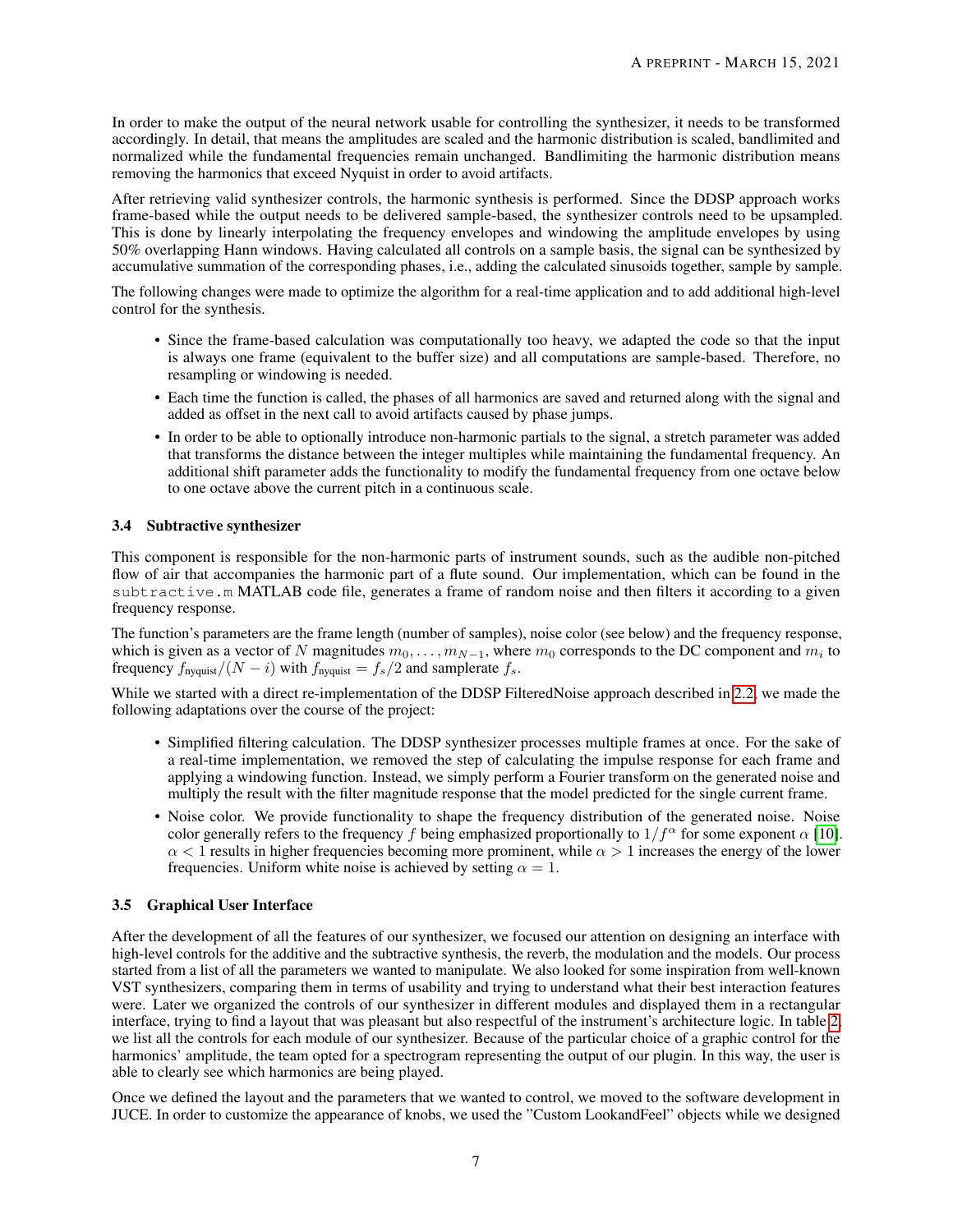In order to make the output of the neural network usable for controlling the synthesizer, it needs to be transformed accordingly. In detail, that means the amplitudes are scaled and the harmonic distribution is scaled, bandlimited and normalized while the fundamental frequencies remain unchanged. Bandlimiting the harmonic distribution means removing the harmonics that exceed Nyquist in order to avoid artifacts.

After retrieving valid synthesizer controls, the harmonic synthesis is performed. Since the DDSP approach works frame-based while the output needs to be delivered sample-based, the synthesizer controls need to be upsampled. This is done by linearly interpolating the frequency envelopes and windowing the amplitude envelopes by using 50% overlapping Hann windows. Having calculated all controls on a sample basis, the signal can be synthesized by accumulative summation of the corresponding phases, i.e., adding the calculated sinusoids together, sample by sample.

The following changes were made to optimize the algorithm for a real-time application and to add additional high-level control for the synthesis.

- Since the frame-based calculation was computationally too heavy, we adapted the code so that the input is always one frame (equivalent to the buffer size) and all computations are sample-based. Therefore, no resampling or windowing is needed.
- Each time the function is called, the phases of all harmonics are saved and returned along with the signal and added as offset in the next call to avoid artifacts caused by phase jumps.
- In order to be able to optionally introduce non-harmonic partials to the signal, a stretch parameter was added that transforms the distance between the integer multiples while maintaining the fundamental frequency. An additional shift parameter adds the functionality to modify the fundamental frequency from one octave below to one octave above the current pitch in a continuous scale.

### 3.4 Subtractive synthesizer

This component is responsible for the non-harmonic parts of instrument sounds, such as the audible non-pitched flow of air that accompanies the harmonic part of a flute sound. Our implementation, which can be found in the `subtractive.m` MATLAB code file, generates a frame of random noise and then filters it according to a given frequency response.

The function's parameters are the frame length (number of samples), noise color (see below) and the frequency response, which is given as a vector of $N$ magnitudes $m_0, \ldots, m_{N-1}$, where $m_0$ corresponds to the DC component and $m_i$ to frequency $f_{\text{nyquist}}/(N-i)$ with $f_{\text{nyquist}} = f_s/2$ and samplerate $f_s$.

While we started with a direct re-implementation of the DDSP FilteredNoise approach described in 2.2, we made the following adaptations over the course of the project:

- Simplified filtering calculation. The DDSP synthesizer processes multiple frames at once. For the sake of a real-time implementation, we removed the step of calculating the impulse response for each frame and applying a windowing function. Instead, we simply perform a Fourier transform on the generated noise and multiply the result with the filter magnitude response that the model predicted for the single current frame.
- Noise color. We provide functionality to shape the frequency distribution of the generated noise. Noise color generally refers to the frequency $f$ being emphasized proportionally to $1/f^{\alpha}$ for some exponent $\alpha$ [10]. $\alpha < 1$ results in higher frequencies becoming more prominent, while $\alpha > 1$ increases the energy of the lower frequencies. Uniform white noise is achieved by setting $\alpha = 1$.

### 3.5 Graphical User Interface

After the development of all the features of our synthesizer, we focused our attention on designing an interface with high-level controls for the additive and the subtractive synthesis, the reverb, the modulation and the models. Our process started from a list of all the parameters we wanted to manipulate. We also looked for some inspiration from well-known VST synthesizers, comparing them in terms of usability and trying to understand what their best interaction features were. Later we organized the controls of our synthesizer in different modules and displayed them in a rectangular interface, trying to find a layout that was pleasant but also respectful of the instrument's architecture logic. In table 2, we list all the controls for each module of our synthesizer. Because of the particular choice of a graphic control for the harmonics' amplitude, the team opted for a spectrogram representing the output of our plugin. In this way, the user is able to clearly see which harmonics are being played.

Once we defined the layout and the parameters that we wanted to control, we moved to the software development in JUCE. In order to customize the appearance of knobs, we used the "Custom LookandFeel" objects while we designed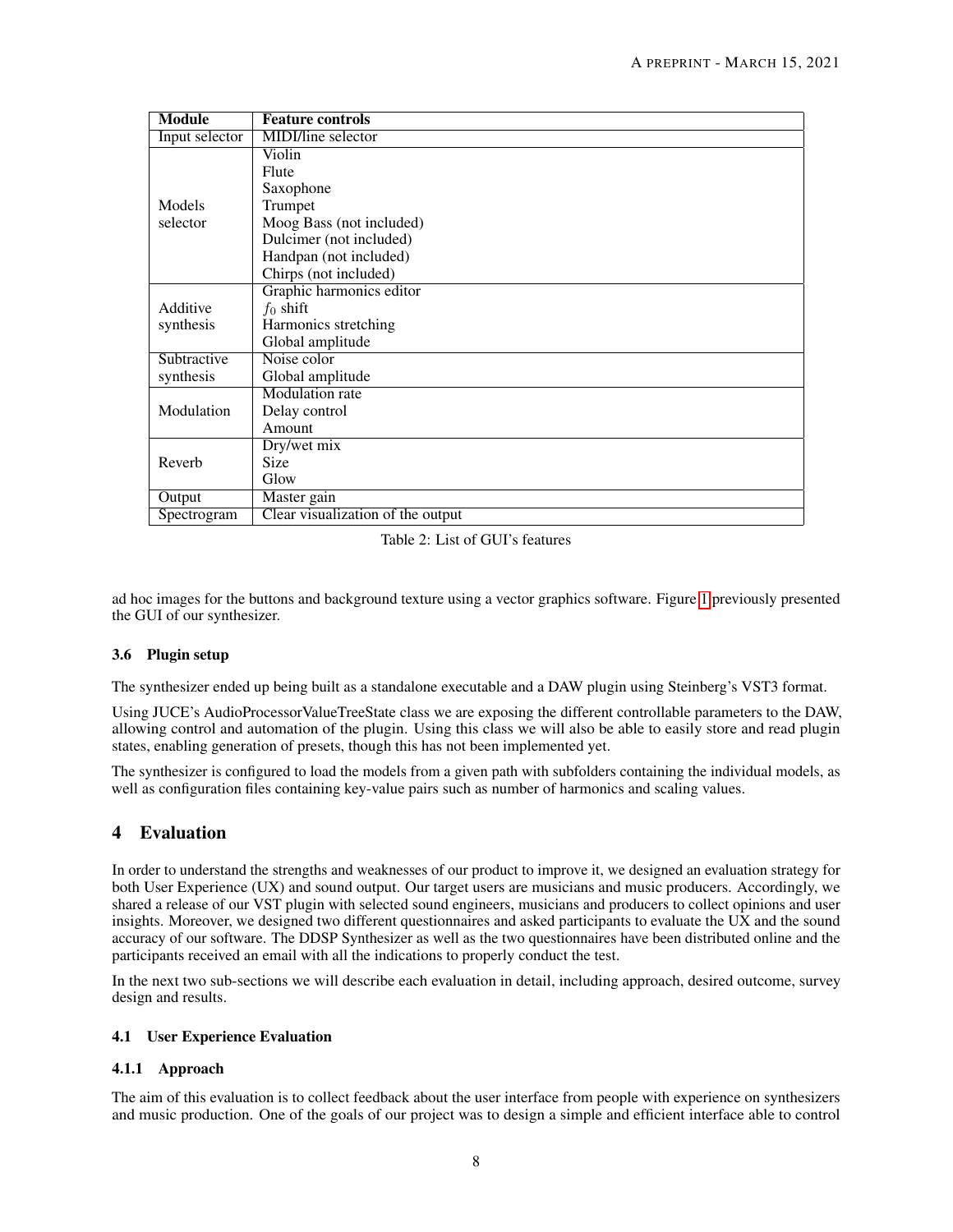| Module | Feature controls |
|---|---|
| Input selector | MIDI/line selector |
| Models selector | Violin<br>Flute<br>Saxophone<br>Trumpet<br>Moog Bass (not included)<br>Dulcimer (not included)<br>Handpan (not included)<br>Chirps (not included) |
| Additive synthesis | Graphic harmonics editor<br>$f_0$ shift<br>Harmonics stretching<br>Global amplitude |
| Subtractive synthesis | Noise color<br>Global amplitude |
| Modulation | Modulation rate<br>Delay control<br>Amount |
| Reverb | Dry/wet mix<br>Size<br>Glow |
| Output | Master gain |
| Spectrogram | Clear visualization of the output |

Table 2: List of GUI's features

ad hoc images for the buttons and background texture using a vector graphics software. Figure 1 previously presented the GUI of our synthesizer.

### 3.6 Plugin setup

The synthesizer ended up being built as a standalone executable and a DAW plugin using Steinberg's VST3 format.

Using JUCE's AudioProcessorValueTreeState class we are exposing the different controllable parameters to the DAW, allowing control and automation of the plugin. Using this class we will also be able to easily store and read plugin states, enabling generation of presets, though this has not been implemented yet.

The synthesizer is configured to load the models from a given path with subfolders containing the individual models, as well as configuration files containing key-value pairs such as number of harmonics and scaling values.

## 4 Evaluation

In order to understand the strengths and weaknesses of our product to improve it, we designed an evaluation strategy for both User Experience (UX) and sound output. Our target users are musicians and music producers. Accordingly, we shared a release of our VST plugin with selected sound engineers, musicians and producers to collect opinions and user insights. Moreover, we designed two different questionnaires and asked participants to evaluate the UX and the sound accuracy of our software. The DDSP Synthesizer as well as the two questionnaires have been distributed online and the participants received an email with all the indications to properly conduct the test.

In the next two sub-sections we will describe each evaluation in detail, including approach, desired outcome, survey design and results.

### 4.1 User Experience Evaluation

#### 4.1.1 Approach

The aim of this evaluation is to collect feedback about the user interface from people with experience on synthesizers and music production. One of the goals of our project was to design a simple and efficient interface able to control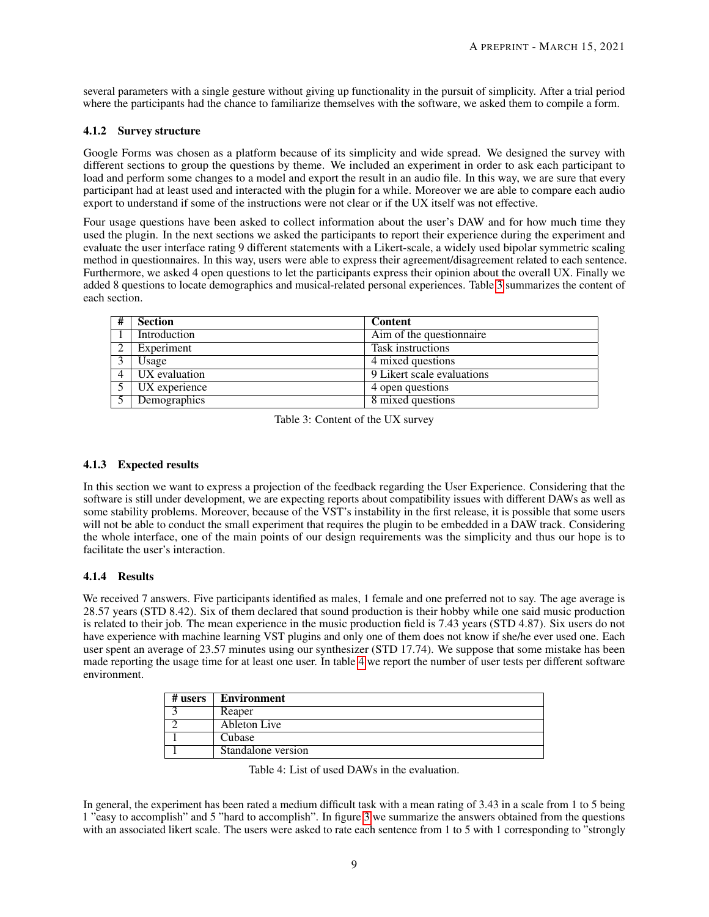several parameters with a single gesture without giving up functionality in the pursuit of simplicity. After a trial period where the participants had the chance to familiarize themselves with the software, we asked them to compile a form.

#### 4.1.2 Survey structure

Google Forms was chosen as a platform because of its simplicity and wide spread. We designed the survey with different sections to group the questions by theme. We included an experiment in order to ask each participant to load and perform some changes to a model and export the result in an audio file. In this way, we are sure that every participant had at least used and interacted with the plugin for a while. Moreover we are able to compare each audio export to understand if some of the instructions were not clear or if the UX itself was not effective.

Four usage questions have been asked to collect information about the user's DAW and for how much time they used the plugin. In the next sections we asked the participants to report their experience during the experiment and evaluate the user interface rating 9 different statements with a Likert-scale, a widely used bipolar symmetric scaling method in questionnaires. In this way, users were able to express their agreement/disagreement related to each sentence. Furthermore, we asked 4 open questions to let the participants express their opinion about the overall UX. Finally we added 8 questions to locate demographics and musical-related personal experiences. Table 3 summarizes the content of each section.

| # | Section | Content |
|---|---|---|
| 1 | Introduction | Aim of the questionnaire |
| 2 | Experiment | Task instructions |
| 3 | Usage | 4 mixed questions |
| 4 | UX evaluation | 9 Likert scale evaluations |
| 5 | UX experience | 4 open questions |
| 5 | Demographics | 8 mixed questions |

Table 3: Content of the UX survey

#### 4.1.3 Expected results

In this section we want to express a projection of the feedback regarding the User Experience. Considering that the software is still under development, we are expecting reports about compatibility issues with different DAWs as well as some stability problems. Moreover, because of the VST's instability in the first release, it is possible that some users will not be able to conduct the small experiment that requires the plugin to be embedded in a DAW track. Considering the whole interface, one of the main points of our design requirements was the simplicity and thus our hope is to facilitate the user's interaction.

#### 4.1.4 Results

We received 7 answers. Five participants identified as males, 1 female and one preferred not to say. The age average is 28.57 years (STD 8.42). Six of them declared that sound production is their hobby while one said music production is related to their job. The mean experience in the music production field is 7.43 years (STD 4.87). Six users do not have experience with machine learning VST plugins and only one of them does not know if she/he ever used one. Each user spent an average of 23.57 minutes using our synthesizer (STD 17.74). We suppose that some mistake has been made reporting the usage time for at least one user. In table 4 we report the number of user tests per different software environment.

| # users | Environment |
|---|---|
| 3 | Reaper |
| 2 | Ableton Live |
| 1 | Cubase |
| 1 | Standalone version |

Table 4: List of used DAWs in the evaluation.

In general, the experiment has been rated a medium difficult task with a mean rating of 3.43 in a scale from 1 to 5 being 1 "easy to accomplish" and 5 "hard to accomplish". In figure 3 we summarize the answers obtained from the questions with an associated likert scale. The users were asked to rate each sentence from 1 to 5 with 1 corresponding to "strongly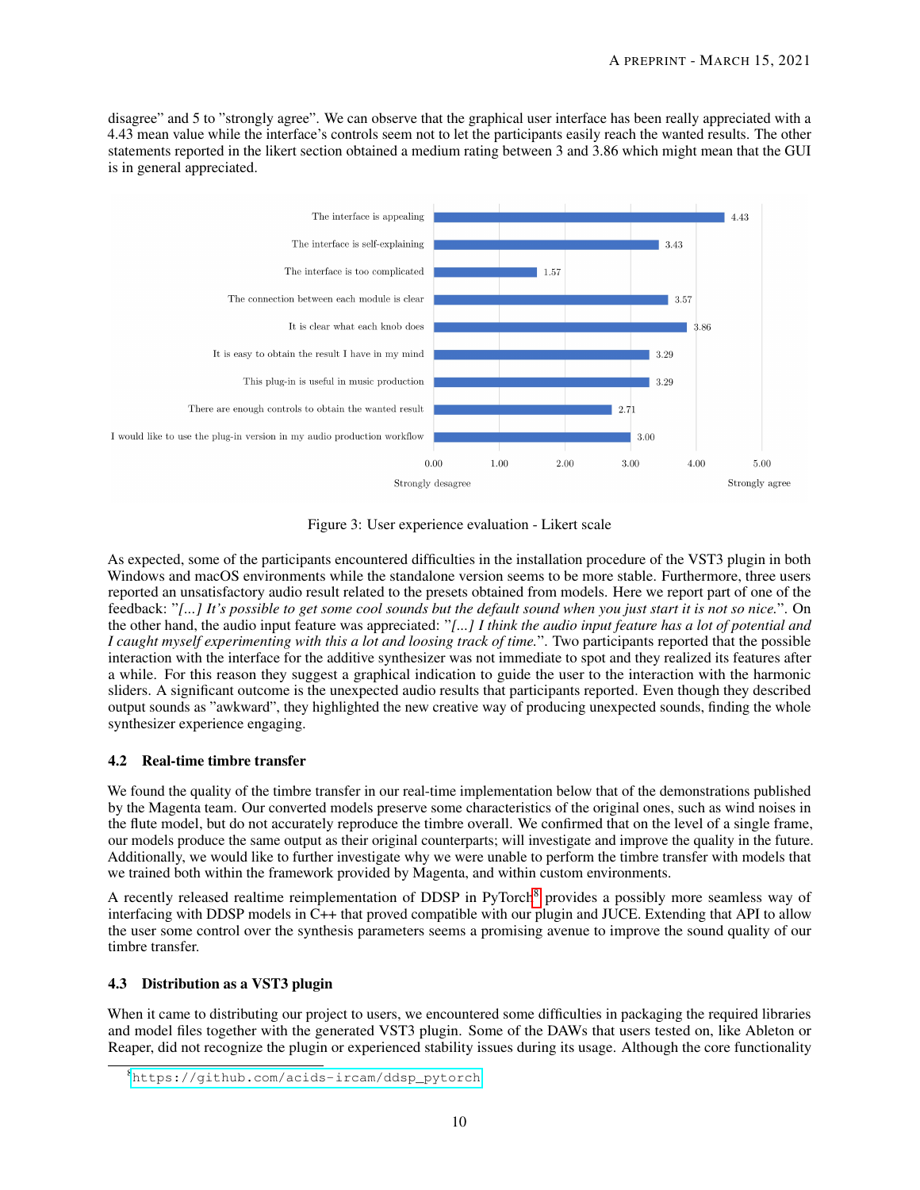disagree" and 5 to "strongly agree". We can observe that the graphical user interface has been really appreciated with a 4.43 mean value while the interface's controls seem not to let the participants easily reach the wanted results. The other statements reported in the likert section obtained a medium rating between 3 and 3.86 which might mean that the GUI is in general appreciated.

Figure 3: User experience evaluation - Likert scale

As expected, some of the participants encountered difficulties in the installation procedure of the VST3 plugin in both Windows and macOS environments while the standalone version seems to be more stable. Furthermore, three users reported an unsatisfactory audio result related to the presets obtained from models. Here we report part of one of the feedback: "*[...] It's possible to get some cool sounds but the default sound when you just start it is not so nice.*". On the other hand, the audio input feature was appreciated: "*[...] I think the audio input feature has a lot of potential and I caught myself experimenting with this a lot and loosing track of time.*". Two participants reported that the possible interaction with the interface for the additive synthesizer was not immediate to spot and they realized its features after a while. For this reason they suggest a graphical indication to guide the user to the interaction with the harmonic sliders. A significant outcome is the unexpected audio results that participants reported. Even though they described output sounds as "awkward", they highlighted the new creative way of producing unexpected sounds, finding the whole synthesizer experience engaging.

### 4.2 Real-time timbre transfer

We found the quality of the timbre transfer in our real-time implementation below that of the demonstrations published by the Magenta team. Our converted models preserve some characteristics of the original ones, such as wind noises in the flute model, but do not accurately reproduce the timbre overall. We confirmed that on the level of a single frame, our models produce the same output as their original counterparts; will investigate and improve the quality in the future. Additionally, we would like to further investigate why we were unable to perform the timbre transfer with models that we trained both within the framework provided by Magenta, and within custom environments.

A recently released realtime reimplementation of DDSP in PyTorch[8] provides a possibly more seamless way of interfacing with DDSP models in C++ that proved compatible with our plugin and JUCE. Extending that API to allow the user some control over the synthesis parameters seems a promising avenue to improve the sound quality of our timbre transfer.

### 4.3 Distribution as a VST3 plugin

When it came to distributing our project to users, we encountered some difficulties in packaging the required libraries and model files together with the generated VST3 plugin. Some of the DAWs that users tested on, like Ableton or Reaper, did not recognize the plugin or experienced stability issues during its usage. Although the core functionality

[8] https://github.com/acids-ircam/ddsp_pytorch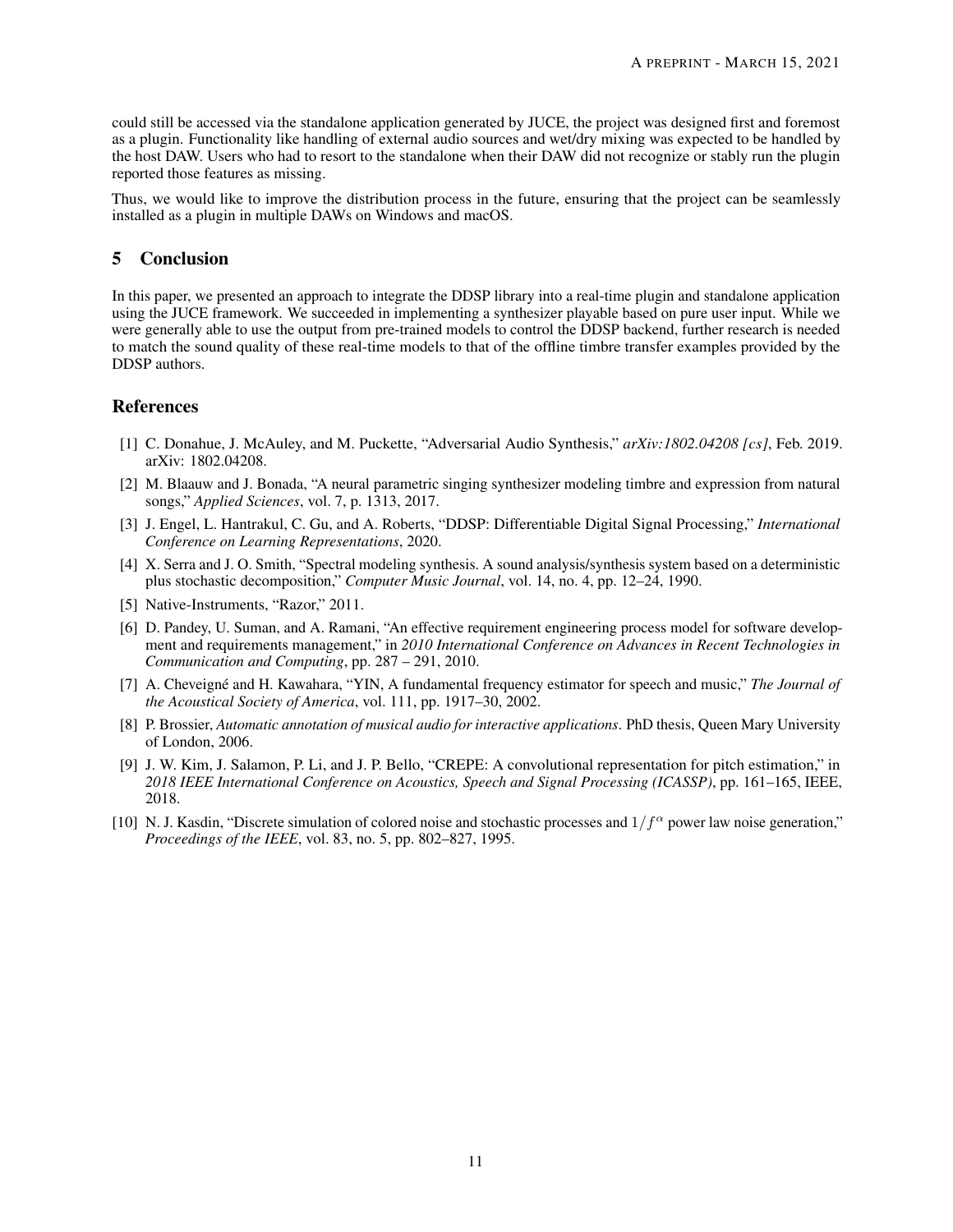could still be accessed via the standalone application generated by JUCE, the project was designed first and foremost as a plugin. Functionality like handling of external audio sources and wet/dry mixing was expected to be handled by the host DAW. Users who had to resort to the standalone when their DAW did not recognize or stably run the plugin reported those features as missing.

Thus, we would like to improve the distribution process in the future, ensuring that the project can be seamlessly installed as a plugin in multiple DAWs on Windows and macOS.

## 5 Conclusion

In this paper, we presented an approach to integrate the DDSP library into a real-time plugin and standalone application using the JUCE framework. We succeeded in implementing a synthesizer playable based on pure user input. While we were generally able to use the output from pre-trained models to control the DDSP backend, further research is needed to match the sound quality of these real-time models to that of the offline timbre transfer examples provided by the DDSP authors.

## References

[1] C. Donahue, J. McAuley, and M. Puckette, "Adversarial Audio Synthesis," *arXiv:1802.04208 [cs]*, Feb. 2019. arXiv: 1802.04208.

[2] M. Blaauw and J. Bonada, "A neural parametric singing synthesizer modeling timbre and expression from natural songs," *Applied Sciences*, vol. 7, p. 1313, 2017.

[3] J. Engel, L. Hantrakul, C. Gu, and A. Roberts, "DDSP: Differentiable Digital Signal Processing," *International Conference on Learning Representations*, 2020.

[4] X. Serra and J. O. Smith, "Spectral modeling synthesis. A sound analysis/synthesis system based on a deterministic plus stochastic decomposition," *Computer Music Journal*, vol. 14, no. 4, pp. 12–24, 1990.

[5] Native-Instruments, "Razor," 2011.

[6] D. Pandey, U. Suman, and A. Ramani, "An effective requirement engineering process model for software development and requirements management," in *2010 International Conference on Advances in Recent Technologies in Communication and Computing*, pp. 287 – 291, 2010.

[7] A. Cheveigné and H. Kawahara, "YIN, A fundamental frequency estimator for speech and music," *The Journal of the Acoustical Society of America*, vol. 111, pp. 1917–30, 2002.

[8] P. Brossier, *Automatic annotation of musical audio for interactive applications*. PhD thesis, Queen Mary University of London, 2006.

[9] J. W. Kim, J. Salamon, P. Li, and J. P. Bello, "CREPE: A convolutional representation for pitch estimation," in *2018 IEEE International Conference on Acoustics, Speech and Signal Processing (ICASSP)*, pp. 161–165, IEEE, 2018.

[10] N. J. Kasdin, "Discrete simulation of colored noise and stochastic processes and $1/f^{\alpha}$ power law noise generation," *Proceedings of the IEEE*, vol. 83, no. 5, pp. 802–827, 1995.